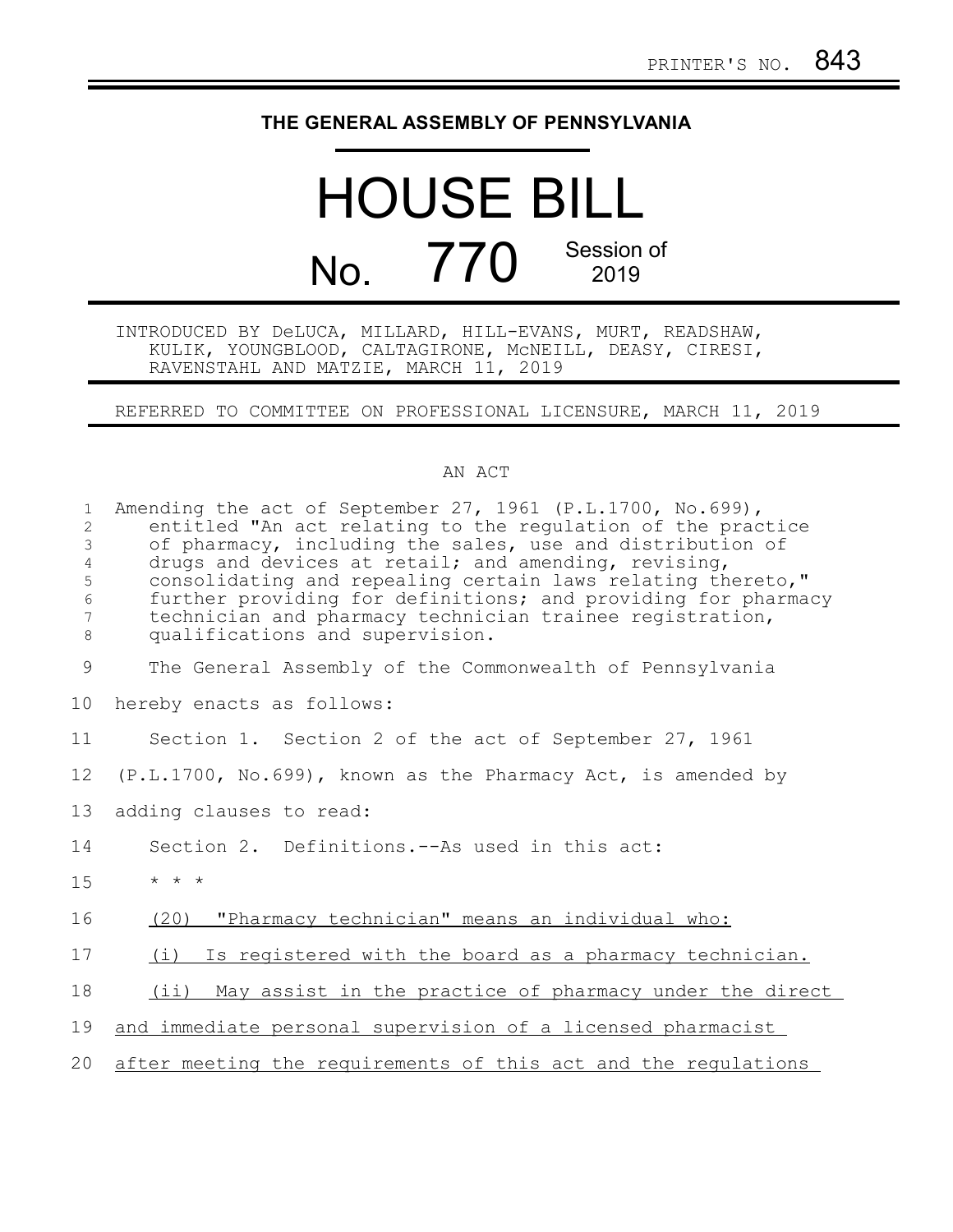PRINTER'S NO. 843

# THE GENERAL ASSEMBLY OF PENNSYLVANIA

# HOUSE BILL

## No. 770 Session of 2019

INTRODUCED BY DeLUCA, MILLARD, HILL-EVANS, MURT, READSHAW, KULIK, YOUNGBLOOD, CALTAGIRONE, McNEILL, DEASY, CIRESI, RAVENSTAHL AND MATZIE, MARCH 11, 2019

REFERRED TO COMMITTEE ON PROFESSIONAL LICENSURE, MARCH 11, 2019

AN ACT

Amending the act of September 27, 1961 (P.L.1700, No.699), entitled "An act relating to the regulation of the practice of pharmacy, including the sales, use and distribution of drugs and devices at retail; and amending, revising, consolidating and repealing certain laws relating thereto," further providing for definitions; and providing for pharmacy technician and pharmacy technician trainee registration, qualifications and supervision.

The General Assembly of the Commonwealth of Pennsylvania hereby enacts as follows:

Section 1. Section 2 of the act of September 27, 1961 (P.L.1700, No.699), known as the Pharmacy Act, is amended by adding clauses to read:

Section 2. Definitions.--As used in this act:

* * *

(20) "Pharmacy technician" means an individual who:

(i) Is registered with the board as a pharmacy technician.

(ii) May assist in the practice of pharmacy under the direct and immediate personal supervision of a licensed pharmacist after meeting the requirements of this act and the regulations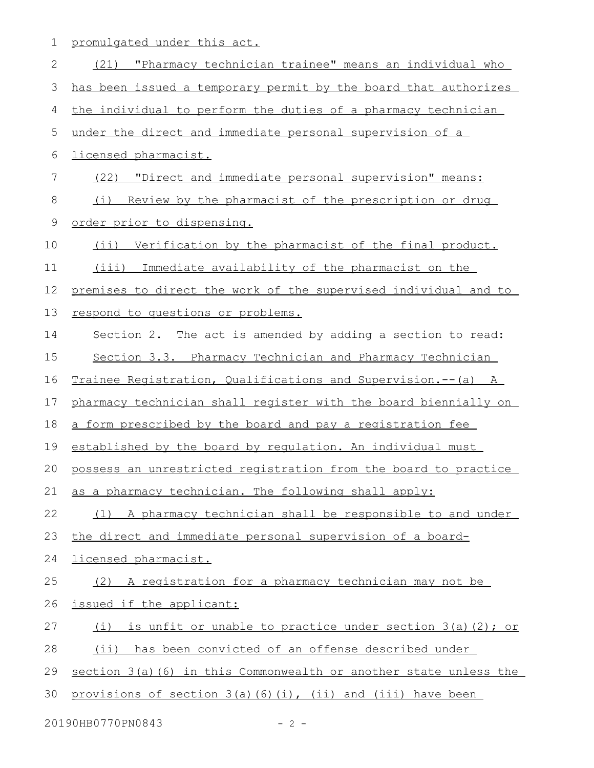promulgated under this act.

(21) "Pharmacy technician trainee" means an individual who has been issued a temporary permit by the board that authorizes the individual to perform the duties of a pharmacy technician under the direct and immediate personal supervision of a licensed pharmacist.

(22) "Direct and immediate personal supervision" means:

(i) Review by the pharmacist of the prescription or drug order prior to dispensing.

(ii) Verification by the pharmacist of the final product.

(iii) Immediate availability of the pharmacist on the premises to direct the work of the supervised individual and to respond to questions or problems.

Section 2. The act is amended by adding a section to read:

Section 3.3. Pharmacy Technician and Pharmacy Technician Trainee Registration, Qualifications and Supervision.--(a) A pharmacy technician shall register with the board biennially on a form prescribed by the board and pay a registration fee established by the board by regulation. An individual must possess an unrestricted registration from the board to practice as a pharmacy technician. The following shall apply:

(1) A pharmacy technician shall be responsible to and under the direct and immediate personal supervision of a board-licensed pharmacist.

(2) A registration for a pharmacy technician may not be issued if the applicant:

(i) is unfit or unable to practice under section 3(a)(2); or

(ii) has been convicted of an offense described under section 3(a)(6) in this Commonwealth or another state unless the provisions of section 3(a)(6)(i), (ii) and (iii) have been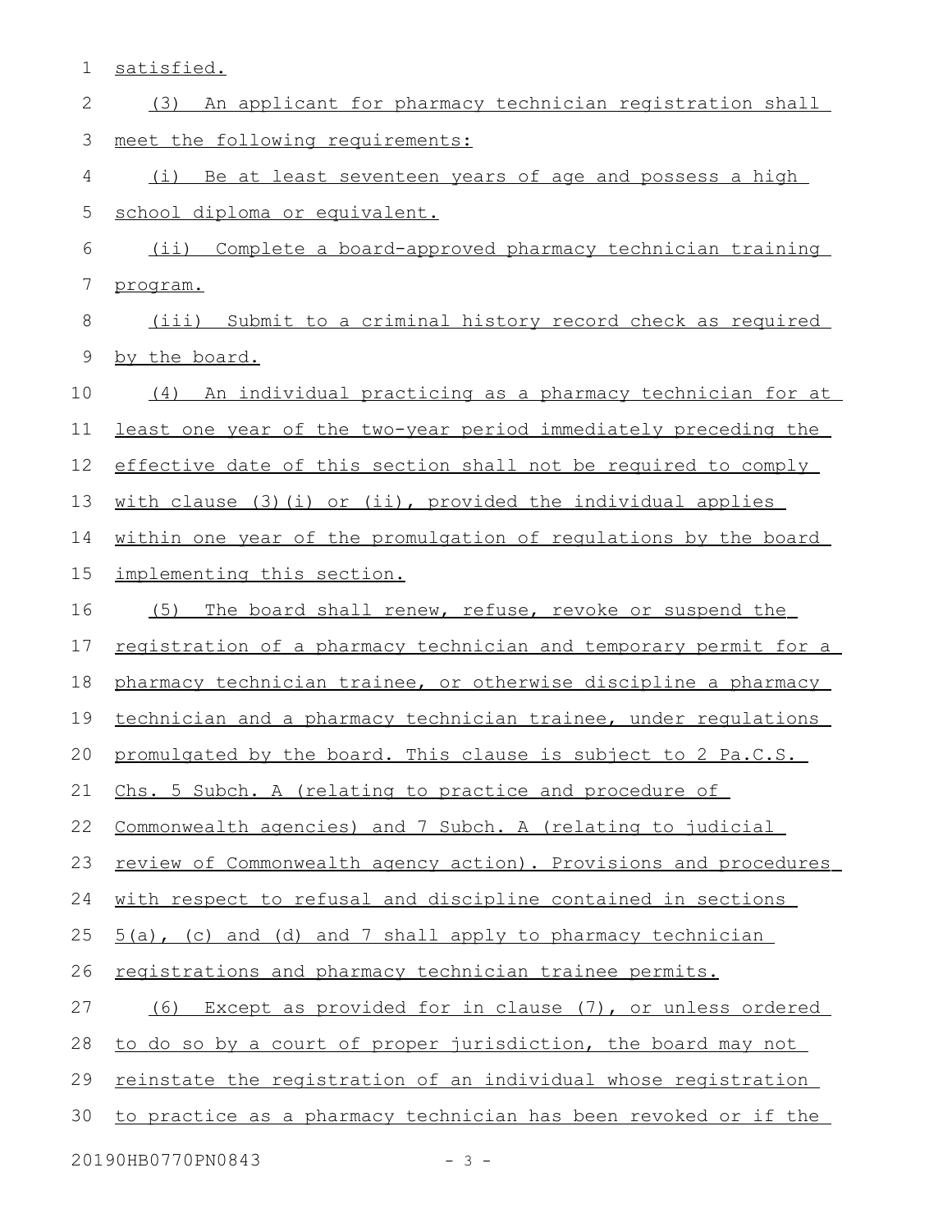satisfied.

(3) An applicant for pharmacy technician registration shall meet the following requirements:

(i) Be at least seventeen years of age and possess a high school diploma or equivalent.

(ii) Complete a board-approved pharmacy technician training program.

(iii) Submit to a criminal history record check as required by the board.

(4) An individual practicing as a pharmacy technician for at least one year of the two-year period immediately preceding the effective date of this section shall not be required to comply with clause (3)(i) or (ii), provided the individual applies within one year of the promulgation of regulations by the board implementing this section.

(5) The board shall renew, refuse, revoke or suspend the registration of a pharmacy technician and temporary permit for a pharmacy technician trainee, or otherwise discipline a pharmacy technician and a pharmacy technician trainee, under regulations promulgated by the board. This clause is subject to 2 Pa.C.S. Chs. 5 Subch. A (relating to practice and procedure of Commonwealth agencies) and 7 Subch. A (relating to judicial review of Commonwealth agency action). Provisions and procedures with respect to refusal and discipline contained in sections 5(a), (c) and (d) and 7 shall apply to pharmacy technician registrations and pharmacy technician trainee permits.

(6) Except as provided for in clause (7), or unless ordered to do so by a court of proper jurisdiction, the board may not reinstate the registration of an individual whose registration to practice as a pharmacy technician has been revoked or if the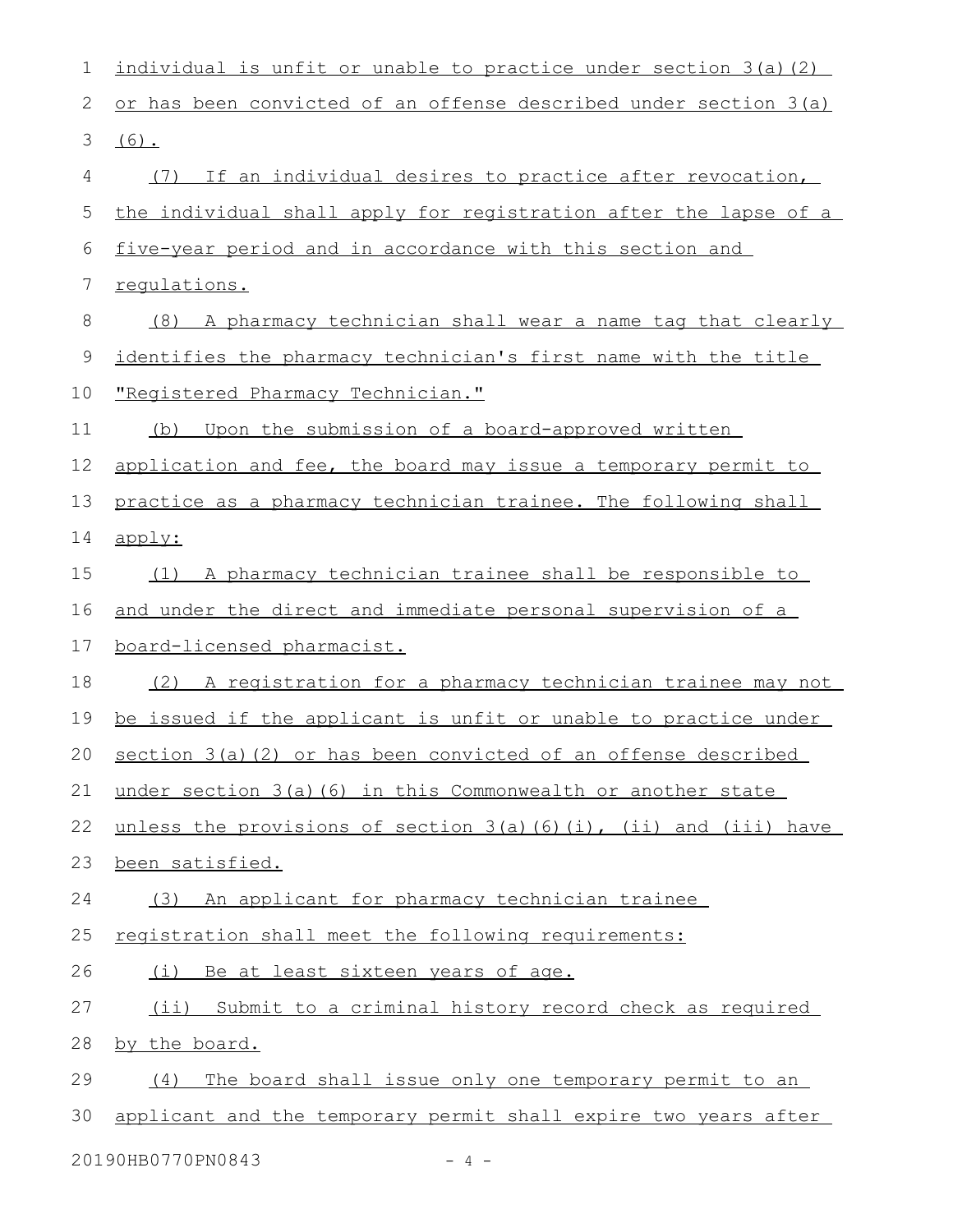individual is unfit or unable to practice under section 3(a)(2) or has been convicted of an offense described under section 3(a)(6).

(7) If an individual desires to practice after revocation, the individual shall apply for registration after the lapse of a five-year period and in accordance with this section and regulations.

(8) A pharmacy technician shall wear a name tag that clearly identifies the pharmacy technician's first name with the title "Registered Pharmacy Technician."

(b) Upon the submission of a board-approved written application and fee, the board may issue a temporary permit to practice as a pharmacy technician trainee. The following shall apply:

(1) A pharmacy technician trainee shall be responsible to and under the direct and immediate personal supervision of a board-licensed pharmacist.

(2) A registration for a pharmacy technician trainee may not be issued if the applicant is unfit or unable to practice under section 3(a)(2) or has been convicted of an offense described under section 3(a)(6) in this Commonwealth or another state unless the provisions of section 3(a)(6)(i), (ii) and (iii) have been satisfied.

(3) An applicant for pharmacy technician trainee registration shall meet the following requirements:

(i) Be at least sixteen years of age.

(ii) Submit to a criminal history record check as required by the board.

(4) The board shall issue only one temporary permit to an applicant and the temporary permit shall expire two years after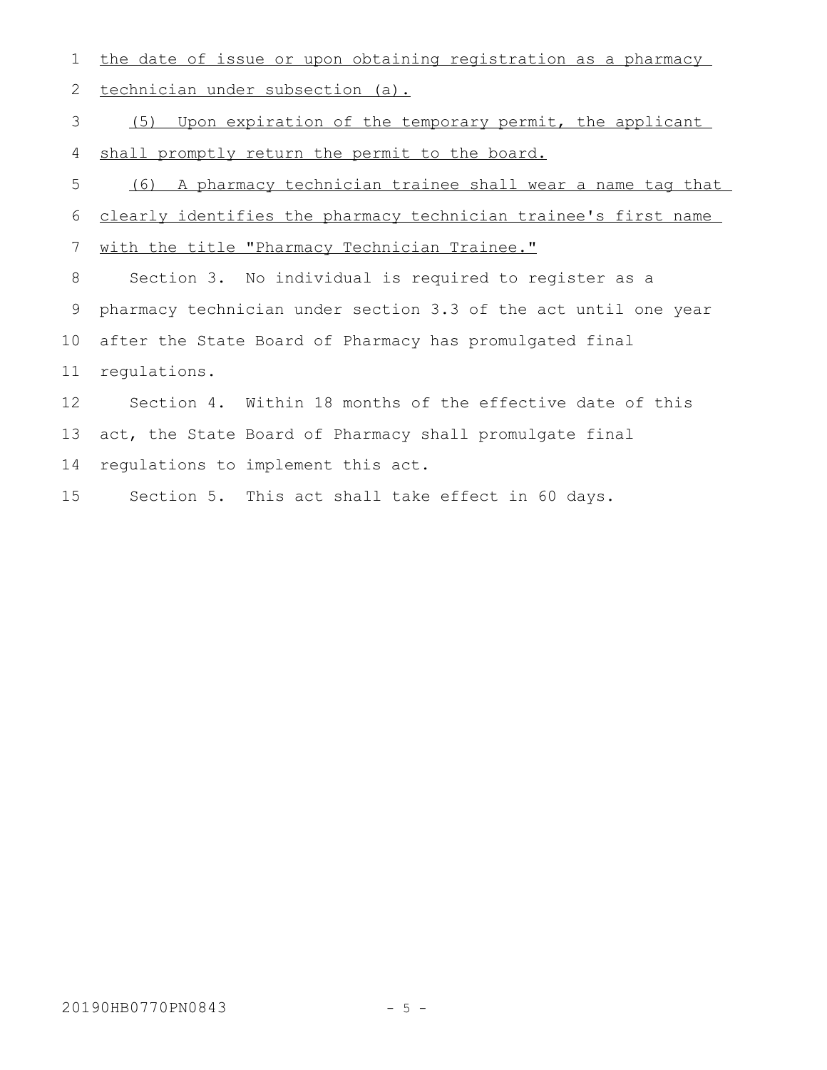the date of issue or upon obtaining registration as a pharmacy technician under subsection (a).

(5) Upon expiration of the temporary permit, the applicant shall promptly return the permit to the board.

(6) A pharmacy technician trainee shall wear a name tag that clearly identifies the pharmacy technician trainee's first name with the title "Pharmacy Technician Trainee."

Section 3. No individual is required to register as a pharmacy technician under section 3.3 of the act until one year after the State Board of Pharmacy has promulgated final regulations.

Section 4. Within 18 months of the effective date of this act, the State Board of Pharmacy shall promulgate final regulations to implement this act.

Section 5. This act shall take effect in 60 days.